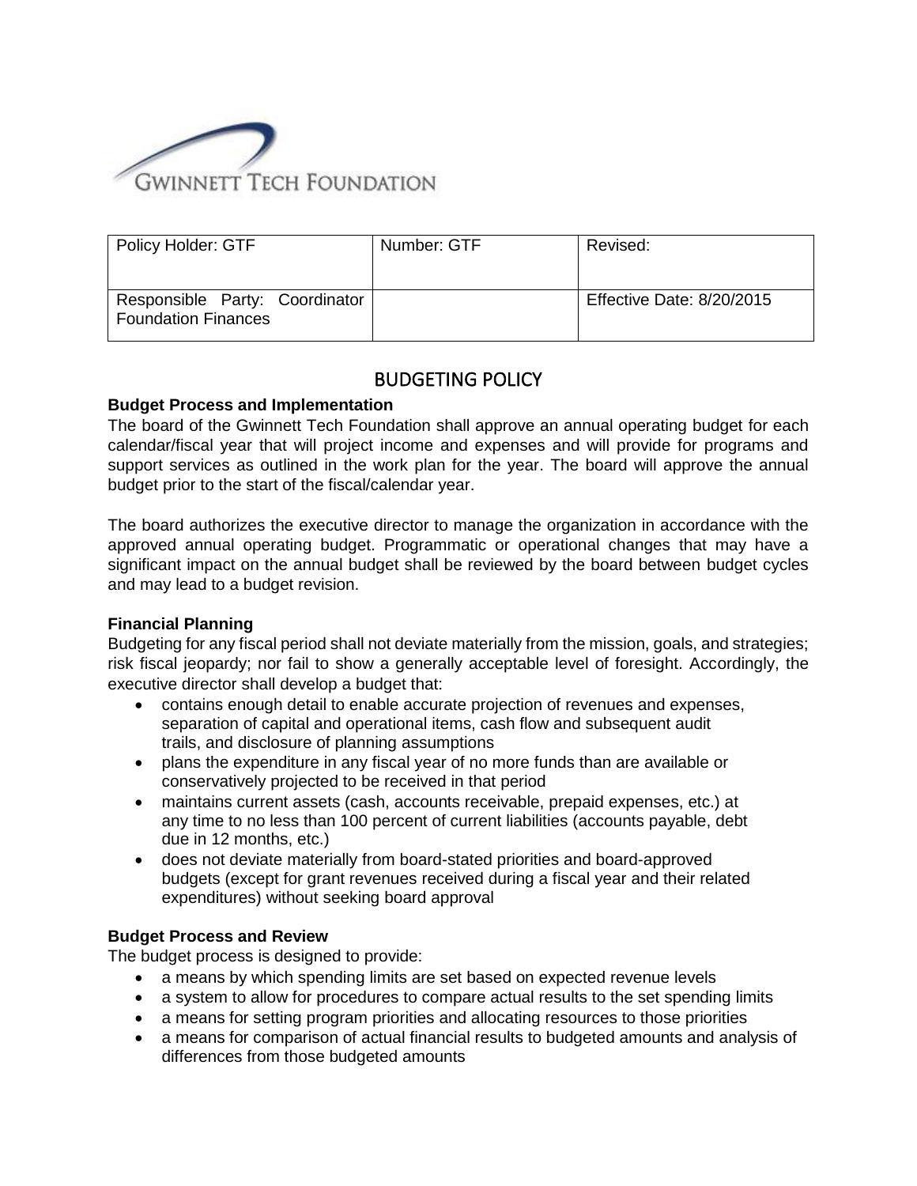GWINNETT TECH FOUNDATION

| Policy Holder: GTF | Number: GTF | Revised: |
|---|---|---|
| Responsible Party: Coordinator Foundation Finances | | Effective Date: 8/20/2015 |

# BUDGETING POLICY

**Budget Process and Implementation**

The board of the Gwinnett Tech Foundation shall approve an annual operating budget for each calendar/fiscal year that will project income and expenses and will provide for programs and support services as outlined in the work plan for the year. The board will approve the annual budget prior to the start of the fiscal/calendar year.

The board authorizes the executive director to manage the organization in accordance with the approved annual operating budget. Programmatic or operational changes that may have a significant impact on the annual budget shall be reviewed by the board between budget cycles and may lead to a budget revision.

**Financial Planning**

Budgeting for any fiscal period shall not deviate materially from the mission, goals, and strategies; risk fiscal jeopardy; nor fail to show a generally acceptable level of foresight. Accordingly, the executive director shall develop a budget that:

- contains enough detail to enable accurate projection of revenues and expenses, separation of capital and operational items, cash flow and subsequent audit trails, and disclosure of planning assumptions
- plans the expenditure in any fiscal year of no more funds than are available or conservatively projected to be received in that period
- maintains current assets (cash, accounts receivable, prepaid expenses, etc.) at any time to no less than 100 percent of current liabilities (accounts payable, debt due in 12 months, etc.)
- does not deviate materially from board-stated priorities and board-approved budgets (except for grant revenues received during a fiscal year and their related expenditures) without seeking board approval

**Budget Process and Review**

The budget process is designed to provide:

- a means by which spending limits are set based on expected revenue levels
- a system to allow for procedures to compare actual results to the set spending limits
- a means for setting program priorities and allocating resources to those priorities
- a means for comparison of actual financial results to budgeted amounts and analysis of differences from those budgeted amounts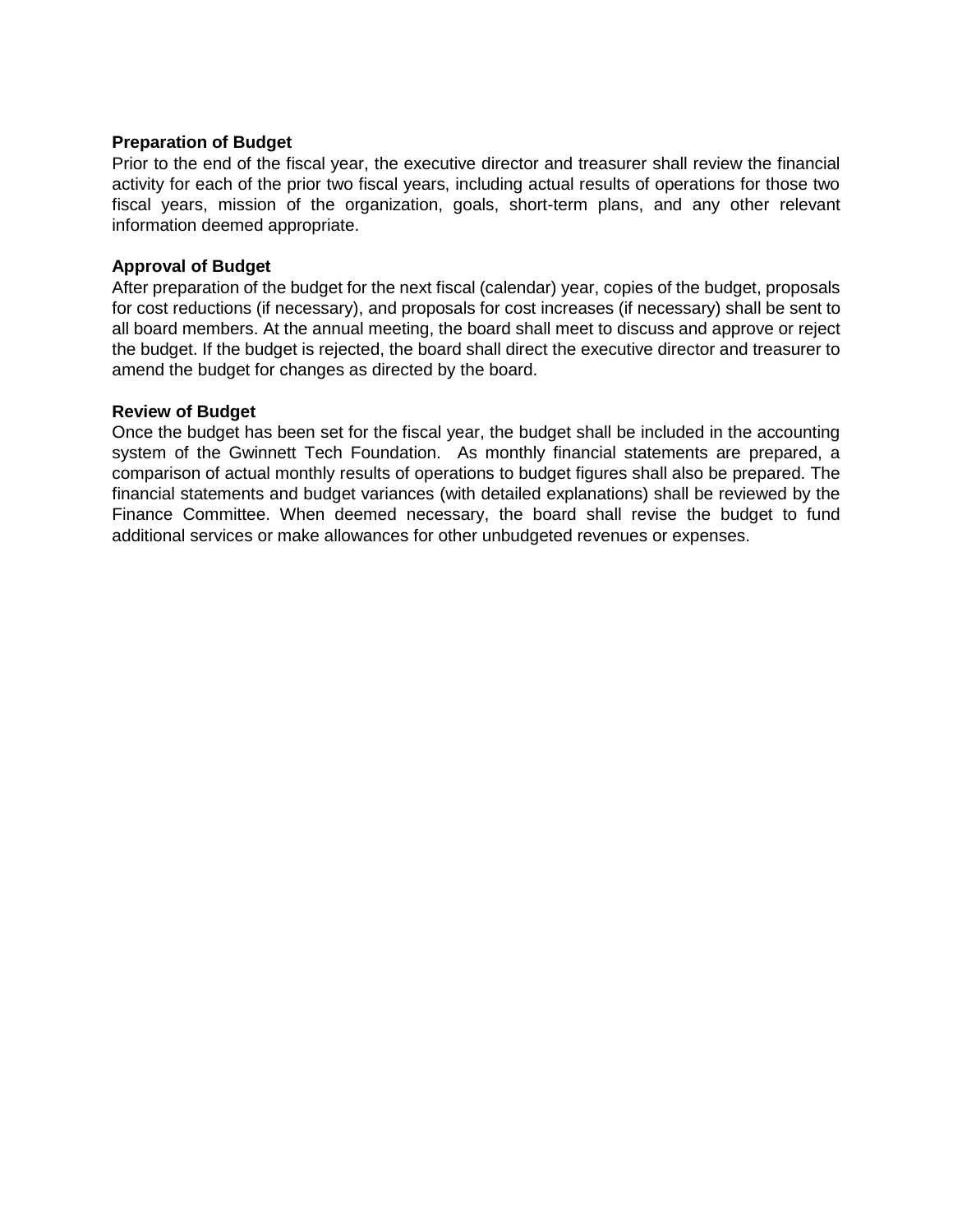**Preparation of Budget**

Prior to the end of the fiscal year, the executive director and treasurer shall review the financial activity for each of the prior two fiscal years, including actual results of operations for those two fiscal years, mission of the organization, goals, short-term plans, and any other relevant information deemed appropriate.

**Approval of Budget**

After preparation of the budget for the next fiscal (calendar) year, copies of the budget, proposals for cost reductions (if necessary), and proposals for cost increases (if necessary) shall be sent to all board members. At the annual meeting, the board shall meet to discuss and approve or reject the budget. If the budget is rejected, the board shall direct the executive director and treasurer to amend the budget for changes as directed by the board.

**Review of Budget**

Once the budget has been set for the fiscal year, the budget shall be included in the accounting system of the Gwinnett Tech Foundation. As monthly financial statements are prepared, a comparison of actual monthly results of operations to budget figures shall also be prepared. The financial statements and budget variances (with detailed explanations) shall be reviewed by the Finance Committee. When deemed necessary, the board shall revise the budget to fund additional services or make allowances for other unbudgeted revenues or expenses.